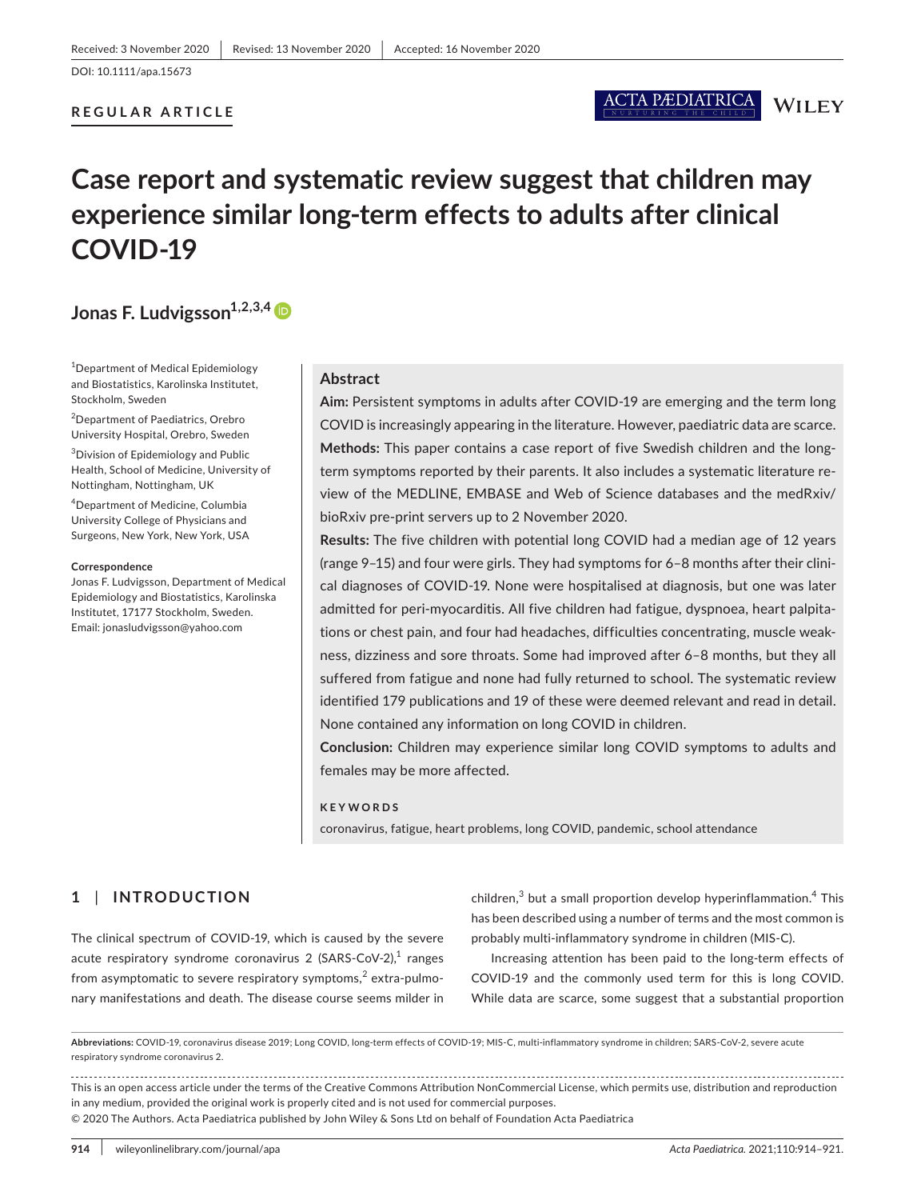Received: 3 November 2020 | Revised: 13 November 2020 | Accepted: 16 November 2020

DOI: 10.1111/apa.15673

**REGULAR ARTICLE**

# Case report and systematic review suggest that children may experience similar long-term effects to adults after clinical COVID-19

**Jonas F. Ludvigsson**[1,2,3,4]

[1]Department of Medical Epidemiology and Biostatistics, Karolinska Institutet, Stockholm, Sweden

[2]Department of Paediatrics, Orebro University Hospital, Orebro, Sweden

[3]Division of Epidemiology and Public Health, School of Medicine, University of Nottingham, Nottingham, UK

[4]Department of Medicine, Columbia University College of Physicians and Surgeons, New York, New York, USA

**Correspondence**
Jonas F. Ludvigsson, Department of Medical Epidemiology and Biostatistics, Karolinska Institutet, 17177 Stockholm, Sweden.
Email: jonasludvigsson@yahoo.com

## Abstract

**Aim:** Persistent symptoms in adults after COVID-19 are emerging and the term long COVID is increasingly appearing in the literature. However, paediatric data are scarce.

**Methods:** This paper contains a case report of five Swedish children and the long-term symptoms reported by their parents. It also includes a systematic literature review of the MEDLINE, EMBASE and Web of Science databases and the medRxiv/bioRxiv pre-print servers up to 2 November 2020.

**Results:** The five children with potential long COVID had a median age of 12 years (range 9–15) and four were girls. They had symptoms for 6–8 months after their clinical diagnoses of COVID-19. None were hospitalised at diagnosis, but one was later admitted for peri-myocarditis. All five children had fatigue, dyspnoea, heart palpitations or chest pain, and four had headaches, difficulties concentrating, muscle weakness, dizziness and sore throats. Some had improved after 6–8 months, but they all suffered from fatigue and none had fully returned to school. The systematic review identified 179 publications and 19 of these were deemed relevant and read in detail. None contained any information on long COVID in children.

**Conclusion:** Children may experience similar long COVID symptoms to adults and females may be more affected.

**KEYWORDS**

coronavirus, fatigue, heart problems, long COVID, pandemic, school attendance

## 1 | INTRODUCTION

The clinical spectrum of COVID-19, which is caused by the severe acute respiratory syndrome coronavirus 2 (SARS-CoV-2),[1] ranges from asymptomatic to severe respiratory symptoms,[2] extra-pulmonary manifestations and death. The disease course seems milder in children,[3] but a small proportion develop hyperinflammation.[4] This has been described using a number of terms and the most common is probably multi-inflammatory syndrome in children (MIS-C).

Increasing attention has been paid to the long-term effects of COVID-19 and the commonly used term for this is long COVID. While data are scarce, some suggest that a substantial proportion

**Abbreviations:** COVID-19, coronavirus disease 2019; Long COVID, long-term effects of COVID-19; MIS-C, multi-inflammatory syndrome in children; SARS-CoV-2, severe acute respiratory syndrome coronavirus 2.

This is an open access article under the terms of the Creative Commons Attribution NonCommercial License, which permits use, distribution and reproduction in any medium, provided the original work is properly cited and is not used for commercial purposes.
© 2020 The Authors. Acta Paediatrica published by John Wiley & Sons Ltd on behalf of Foundation Acta Paediatrica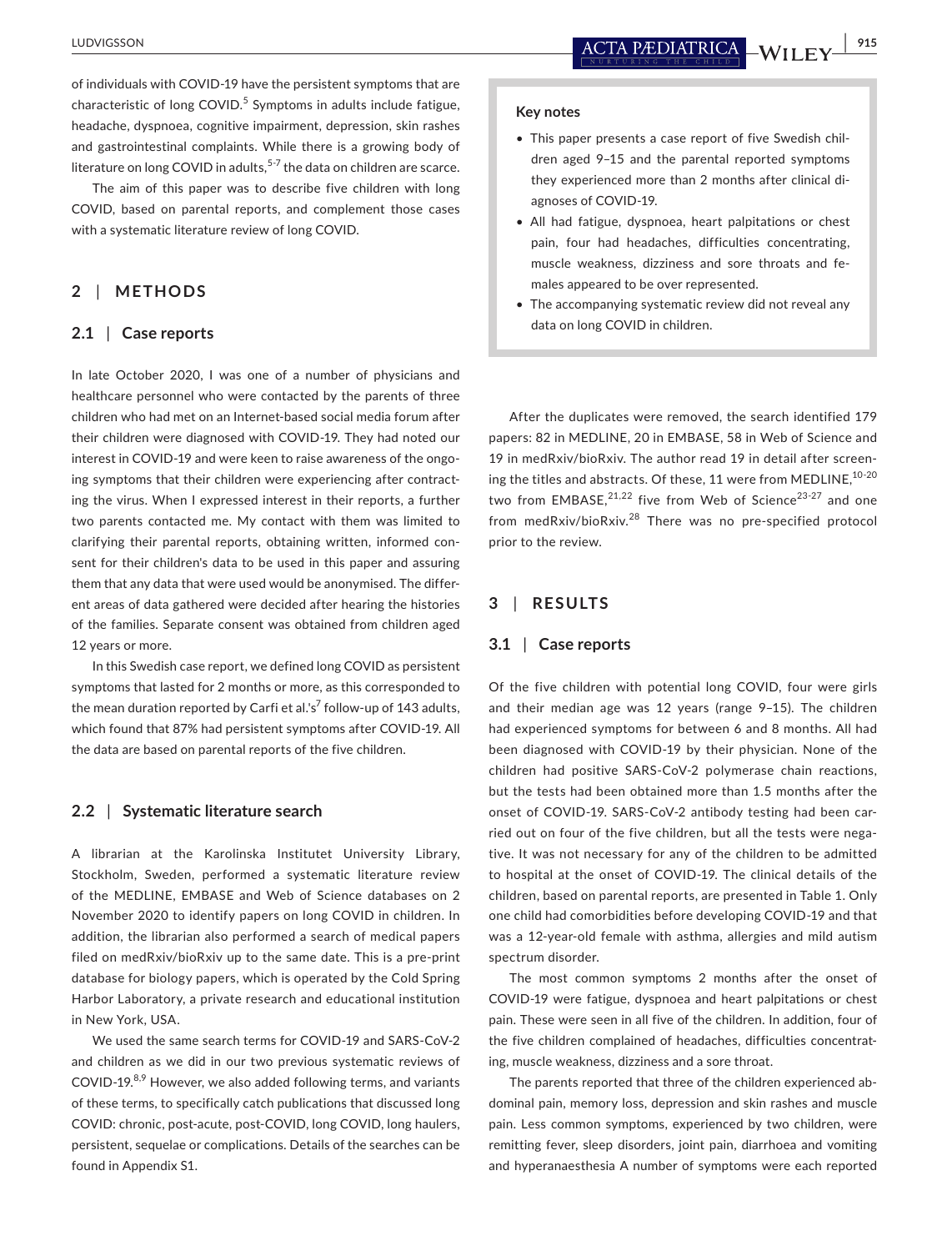of individuals with COVID-19 have the persistent symptoms that are characteristic of long COVID.[5] Symptoms in adults include fatigue, headache, dyspnoea, cognitive impairment, depression, skin rashes and gastrointestinal complaints. While there is a growing body of literature on long COVID in adults,[5-7] the data on children are scarce.

The aim of this paper was to describe five children with long COVID, based on parental reports, and complement those cases with a systematic literature review of long COVID.

> **Key notes**
>
> - This paper presents a case report of five Swedish children aged 9–15 and the parental reported symptoms they experienced more than 2 months after clinical diagnoses of COVID-19.
> - All had fatigue, dyspnoea, heart palpitations or chest pain, four had headaches, difficulties concentrating, muscle weakness, dizziness and sore throats and females appeared to be over represented.
> - The accompanying systematic review did not reveal any data on long COVID in children.

## 2 | METHODS

### 2.1 | Case reports

In late October 2020, I was one of a number of physicians and healthcare personnel who were contacted by the parents of three children who had met on an Internet-based social media forum after their children were diagnosed with COVID-19. They had noted our interest in COVID-19 and were keen to raise awareness of the ongoing symptoms that their children were experiencing after contracting the virus. When I expressed interest in their reports, a further two parents contacted me. My contact with them was limited to clarifying their parental reports, obtaining written, informed consent for their children's data to be used in this paper and assuring them that any data that were used would be anonymised. The different areas of data gathered were decided after hearing the histories of the families. Separate consent was obtained from children aged 12 years or more.

In this Swedish case report, we defined long COVID as persistent symptoms that lasted for 2 months or more, as this corresponded to the mean duration reported by Carfi et al.'s[7] follow-up of 143 adults, which found that 87% had persistent symptoms after COVID-19. All the data are based on parental reports of the five children.

### 2.2 | Systematic literature search

A librarian at the Karolinska Institutet University Library, Stockholm, Sweden, performed a systematic literature review of the MEDLINE, EMBASE and Web of Science databases on 2 November 2020 to identify papers on long COVID in children. In addition, the librarian also performed a search of medical papers filed on medRxiv/bioRxiv up to the same date. This is a pre-print database for biology papers, which is operated by the Cold Spring Harbor Laboratory, a private research and educational institution in New York, USA.

We used the same search terms for COVID-19 and SARS-CoV-2 and children as we did in our two previous systematic reviews of COVID-19.[8,9] However, we also added following terms, and variants of these terms, to specifically catch publications that discussed long COVID: chronic, post-acute, post-COVID, long COVID, long haulers, persistent, sequelae or complications. Details of the searches can be found in Appendix S1.

After the duplicates were removed, the search identified 179 papers: 82 in MEDLINE, 20 in EMBASE, 58 in Web of Science and 19 in medRxiv/bioRxiv. The author read 19 in detail after screening the titles and abstracts. Of these, 11 were from MEDLINE,[10-20] two from EMBASE,[21,22] five from Web of Science[23-27] and one from medRxiv/bioRxiv.[28] There was no pre-specified protocol prior to the review.

## 3 | RESULTS

### 3.1 | Case reports

Of the five children with potential long COVID, four were girls and their median age was 12 years (range 9–15). The children had experienced symptoms for between 6 and 8 months. All had been diagnosed with COVID-19 by their physician. None of the children had positive SARS-CoV-2 polymerase chain reactions, but the tests had been obtained more than 1.5 months after the onset of COVID-19. SARS-CoV-2 antibody testing had been carried out on four of the five children, but all the tests were negative. It was not necessary for any of the children to be admitted to hospital at the onset of COVID-19. The clinical details of the children, based on parental reports, are presented in Table 1. Only one child had comorbidities before developing COVID-19 and that was a 12-year-old female with asthma, allergies and mild autism spectrum disorder.

The most common symptoms 2 months after the onset of COVID-19 were fatigue, dyspnoea and heart palpitations or chest pain. These were seen in all five of the children. In addition, four of the five children complained of headaches, difficulties concentrating, muscle weakness, dizziness and a sore throat.

The parents reported that three of the children experienced abdominal pain, memory loss, depression and skin rashes and muscle pain. Less common symptoms, experienced by two children, were remitting fever, sleep disorders, joint pain, diarrhoea and vomiting and hyperanaesthesia A number of symptoms were each reported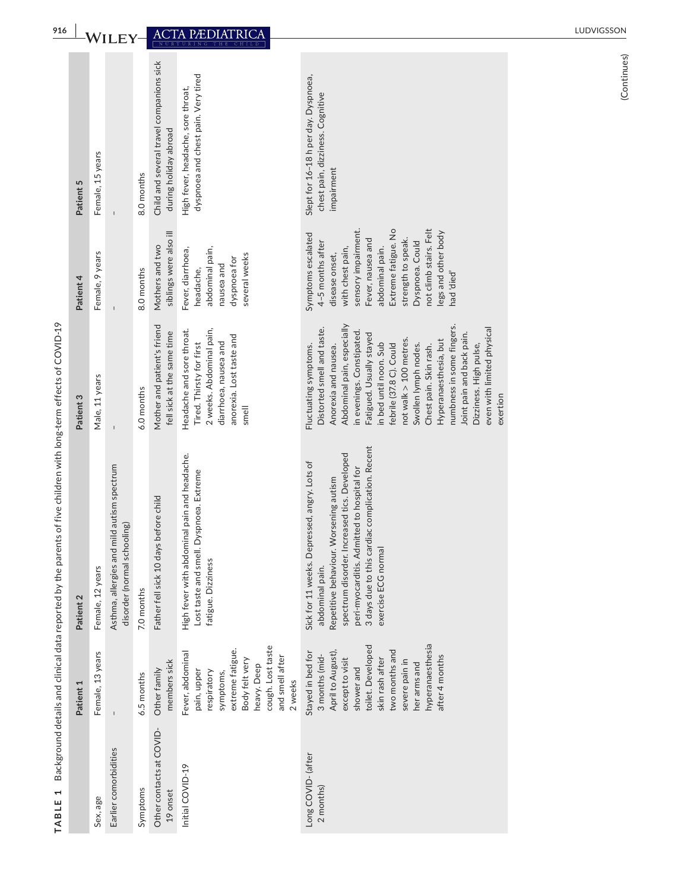**TABLE 1** Background details and clinical data reported by the parents of five children with long-term effects of COVID-19

| | Patient 1 | Patient 2 | Patient 3 | Patient 4 | Patient 5 |
|---|---|---|---|---|---|
| Sex, age | Female, 13 years | Female, 12 years | Male, 11 years | Female, 9 years | Female, 15 years |
| Earlier comorbidities | - | Asthma, allergies and mild autism spectrum disorder (normal schooling) | - | - | - |
| Symptoms | 6.5 months | 7.0 months | 6.0 months | 8.0 months | 8.0 months |
| Other contacts at COVID-19 onset | Other family members sick | Father fell sick 10 days before child | Mother and patient's friend fell sick at the same time | Mothers and two siblings were also ill | Child and several travel companions sick during holiday abroad |
| Initial COVID-19 | Fever, abdominal pain, upper respiratory symptoms, extreme fatigue. Body felt very heavy. Deep cough. Lost taste and smell after 2 weeks | High fever with abdominal pain and headache. Lost taste and smell. Dyspnoea. Extreme fatigue. Dizziness | Headache and sore throat. Tired. Thirsty for first 2 weeks. Abdominal pain, diarrhoea, nausea and anorexia. Lost taste and smell | Fever, diarrhoea, headache, abdominal pain, nausea and dyspnoea for several weeks | High fever, headache, sore throat, dyspnoea and chest pain. Very tired |
| Long COVID- (after 2 months) | Stayed in bed for 3 months (mid-April to August), except to visit shower and toilet. Developed skin rash after two months and severe pain in her arms and hyperanaesthesia after 4 months | Sick for 11 weeks. Depressed, angry. Lots of abdominal pain. Repetitive behaviour. Worsening autism spectrum disorder. Increased tics. Developed peri-myocarditis. Admitted to hospital for 3 days due to this cardiac complication. Recent exercise ECG normal | Fluctuating symptoms. Distorted smell and taste. Anorexia and nausea. Abdominal pain, especially in evenings. Constipated. Fatigued. Usually stayed in bed until noon. Sub febrile (37.8 C). Could not walk > 100 metres. Swollen lymph nodes. Chest pain. Skin rash. Hyperanaesthesia, but numbness in some fingers. Joint pain and back pain. Dizziness. High pulse, even with limited physical exertion | Symptoms escalated 4–5 months after disease onset, with chest pain, sensory impairment. Fever, nausea and abdominal pain. Extreme fatigue. No strength to speak. Dyspnoea. Could not climb stairs. Felt legs and other body had 'died' | Slept for 16–18 h per day. Dyspnoea, chest pain, dizziness. Cognitive impairment |

(Continues)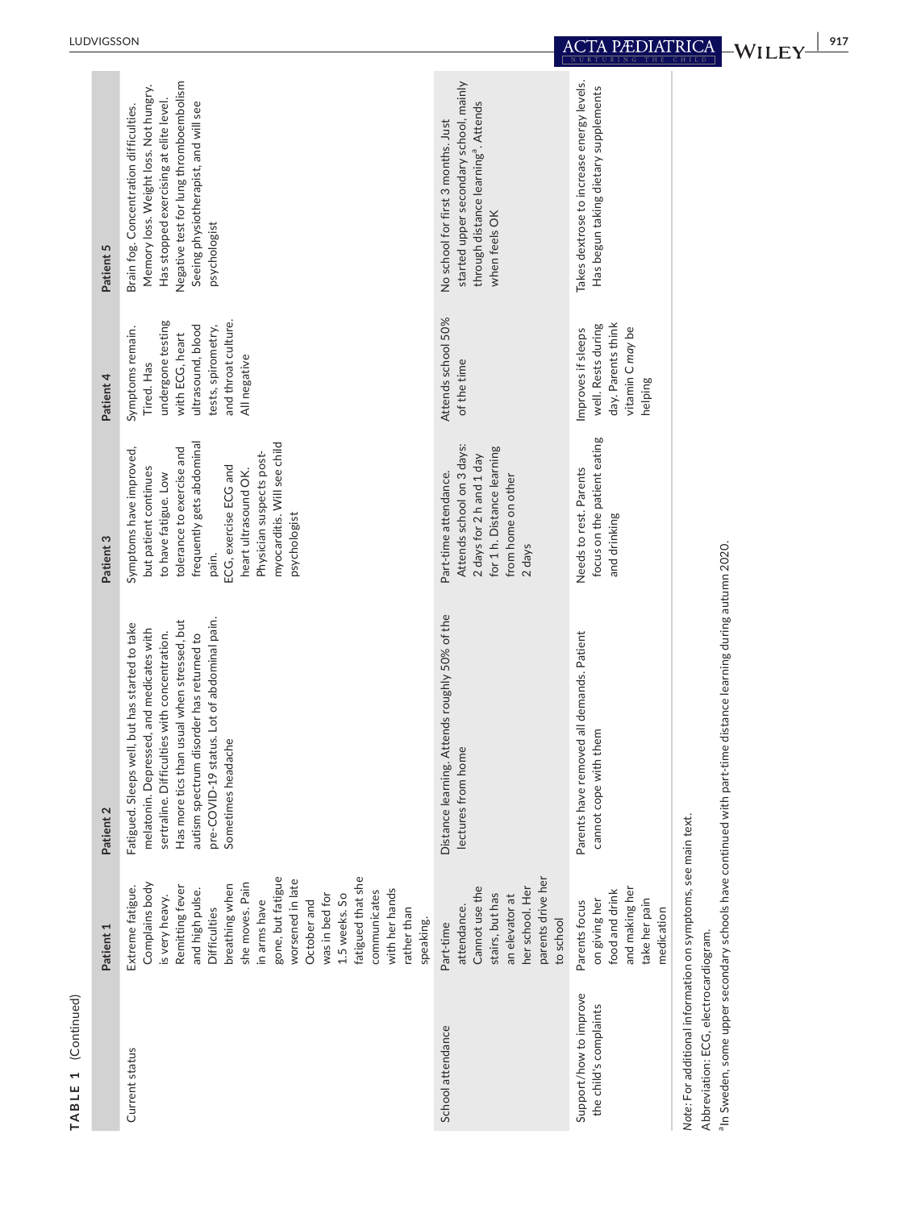**TABLE 1** (Continued)

| | Patient 1 | Patient 2 | Patient 3 | Patient 4 | Patient 5 |
|---|---|---|---|---|---|
| Current status | Extreme fatigue. Complains body is very heavy. Remitting fever and high pulse. Difficulties breathing when she moves. Pain in arms have gone, but fatigue worsened in late October and was in bed for 1.5 weeks. So fatigued that she communicates with her hands rather than speaking. | Fatigued. Sleeps well, but has started to take melatonin. Depressed, and medicates with sertraline. Difficulties with concentration. Has more tics than usual when stressed, but autism spectrum disorder has returned to pre-COVID-19 status. Lot of abdominal pain. Sometimes headache | Symptoms have improved, but patient continues to have fatigue. Low tolerance to exercise and frequently gets abdominal pain. ECG, exercise ECG and heart ultrasound OK. Physician suspects post-myocarditis. Will see child psychologist | Symptoms remain. Tired. Has undergone testing with ECG, heart ultrasound, blood tests, spirometry, and throat culture. All negative | Brain fog. Concentration difficulties. Memory loss. Weight loss. Not hungry. Has stopped exercising at elite level. Negative test for lung thromboembolism Seeing physiotherapist, and will see psychologist |
| School attendance | Part-time attendance. Cannot use the stairs, but has an elevator at her school. Her parents drive her to school | Distance learning. Attends roughly 50% of the lectures from home | Part-time attendance. Attends school on 3 days: 2 days for 2 h and 1 day for 1 h. Distance learning from home on other 2 days | Attends school 50% of the time | No school for first 3 months. Just started upper secondary school, mainly through distance learning[a]. Attends when feels OK |
| Support/how to improve the child's complaints | Parents focus on giving her food and drink and making her take her pain medication | Parents have removed all demands. Patient cannot cope with them | Needs to rest. Parents focus on the patient eating and drinking | Improves if sleeps well. Rests during day. Parents think vitamin C *may* be helping | Takes dextrose to increase energy levels. Has begun taking dietary supplements |

*Note*: For additional information on symptoms, see main text.

Abbreviation: ECG, electrocardiogram.

[a]In Sweden, some upper secondary schools have continued with part-time distance learning during autumn 2020.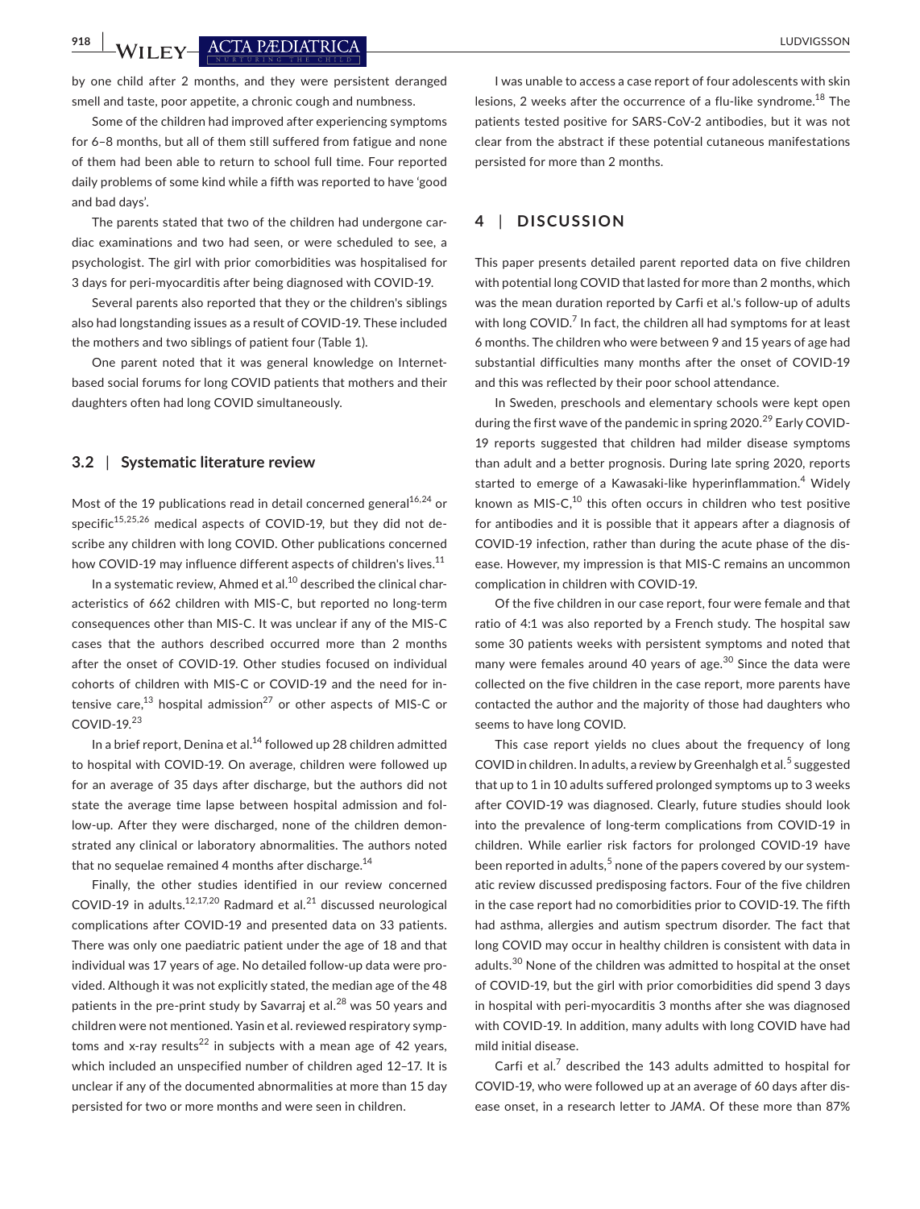by one child after 2 months, and they were persistent deranged smell and taste, poor appetite, a chronic cough and numbness.

Some of the children had improved after experiencing symptoms for 6–8 months, but all of them still suffered from fatigue and none of them had been able to return to school full time. Four reported daily problems of some kind while a fifth was reported to have 'good and bad days'.

The parents stated that two of the children had undergone cardiac examinations and two had seen, or were scheduled to see, a psychologist. The girl with prior comorbidities was hospitalised for 3 days for peri-myocarditis after being diagnosed with COVID-19.

Several parents also reported that they or the children's siblings also had longstanding issues as a result of COVID-19. These included the mothers and two siblings of patient four (Table 1).

One parent noted that it was general knowledge on Internet-based social forums for long COVID patients that mothers and their daughters often had long COVID simultaneously.

### 3.2 | Systematic literature review

Most of the 19 publications read in detail concerned general[16,24] or specific[15,25,26] medical aspects of COVID-19, but they did not describe any children with long COVID. Other publications concerned how COVID-19 may influence different aspects of children's lives.[11]

In a systematic review, Ahmed et al.[10] described the clinical characteristics of 662 children with MIS-C, but reported no long-term consequences other than MIS-C. It was unclear if any of the MIS-C cases that the authors described occurred more than 2 months after the onset of COVID-19. Other studies focused on individual cohorts of children with MIS-C or COVID-19 and the need for intensive care,[13] hospital admission[27] or other aspects of MIS-C or COVID-19.[23]

In a brief report, Denina et al.[14] followed up 28 children admitted to hospital with COVID-19. On average, children were followed up for an average of 35 days after discharge, but the authors did not state the average time lapse between hospital admission and follow-up. After they were discharged, none of the children demonstrated any clinical or laboratory abnormalities. The authors noted that no sequelae remained 4 months after discharge.[14]

Finally, the other studies identified in our review concerned COVID-19 in adults.[12,17,20] Radmard et al.[21] discussed neurological complications after COVID-19 and presented data on 33 patients. There was only one paediatric patient under the age of 18 and that individual was 17 years of age. No detailed follow-up data were provided. Although it was not explicitly stated, the median age of the 48 patients in the pre-print study by Savarraj et al.[28] was 50 years and children were not mentioned. Yasin et al. reviewed respiratory symptoms and x-ray results[22] in subjects with a mean age of 42 years, which included an unspecified number of children aged 12–17. It is unclear if any of the documented abnormalities at more than 15 day persisted for two or more months and were seen in children.

I was unable to access a case report of four adolescents with skin lesions, 2 weeks after the occurrence of a flu-like syndrome.[18] The patients tested positive for SARS-CoV-2 antibodies, but it was not clear from the abstract if these potential cutaneous manifestations persisted for more than 2 months.

## 4 | DISCUSSION

This paper presents detailed parent reported data on five children with potential long COVID that lasted for more than 2 months, which was the mean duration reported by Carfi et al.'s follow-up of adults with long COVID.[7] In fact, the children all had symptoms for at least 6 months. The children who were between 9 and 15 years of age had substantial difficulties many months after the onset of COVID-19 and this was reflected by their poor school attendance.

In Sweden, preschools and elementary schools were kept open during the first wave of the pandemic in spring 2020.[29] Early COVID-19 reports suggested that children had milder disease symptoms than adult and a better prognosis. During late spring 2020, reports started to emerge of a Kawasaki-like hyperinflammation.[4] Widely known as MIS-C,[10] this often occurs in children who test positive for antibodies and it is possible that it appears after a diagnosis of COVID-19 infection, rather than during the acute phase of the disease. However, my impression is that MIS-C remains an uncommon complication in children with COVID-19.

Of the five children in our case report, four were female and that ratio of 4:1 was also reported by a French study. The hospital saw some 30 patients weeks with persistent symptoms and noted that many were females around 40 years of age.[30] Since the data were collected on the five children in the case report, more parents have contacted the author and the majority of those had daughters who seems to have long COVID.

This case report yields no clues about the frequency of long COVID in children. In adults, a review by Greenhalgh et al.[5] suggested that up to 1 in 10 adults suffered prolonged symptoms up to 3 weeks after COVID-19 was diagnosed. Clearly, future studies should look into the prevalence of long-term complications from COVID-19 in children. While earlier risk factors for prolonged COVID-19 have been reported in adults,[5] none of the papers covered by our systematic review discussed predisposing factors. Four of the five children in the case report had no comorbidities prior to COVID-19. The fifth had asthma, allergies and autism spectrum disorder. The fact that long COVID may occur in healthy children is consistent with data in adults.[30] None of the children was admitted to hospital at the onset of COVID-19, but the girl with prior comorbidities did spend 3 days in hospital with peri-myocarditis 3 months after she was diagnosed with COVID-19. In addition, many adults with long COVID have had mild initial disease.

Carfi et al.[7] described the 143 adults admitted to hospital for COVID-19, who were followed up at an average of 60 days after disease onset, in a research letter to *JAMA*. Of these more than 87%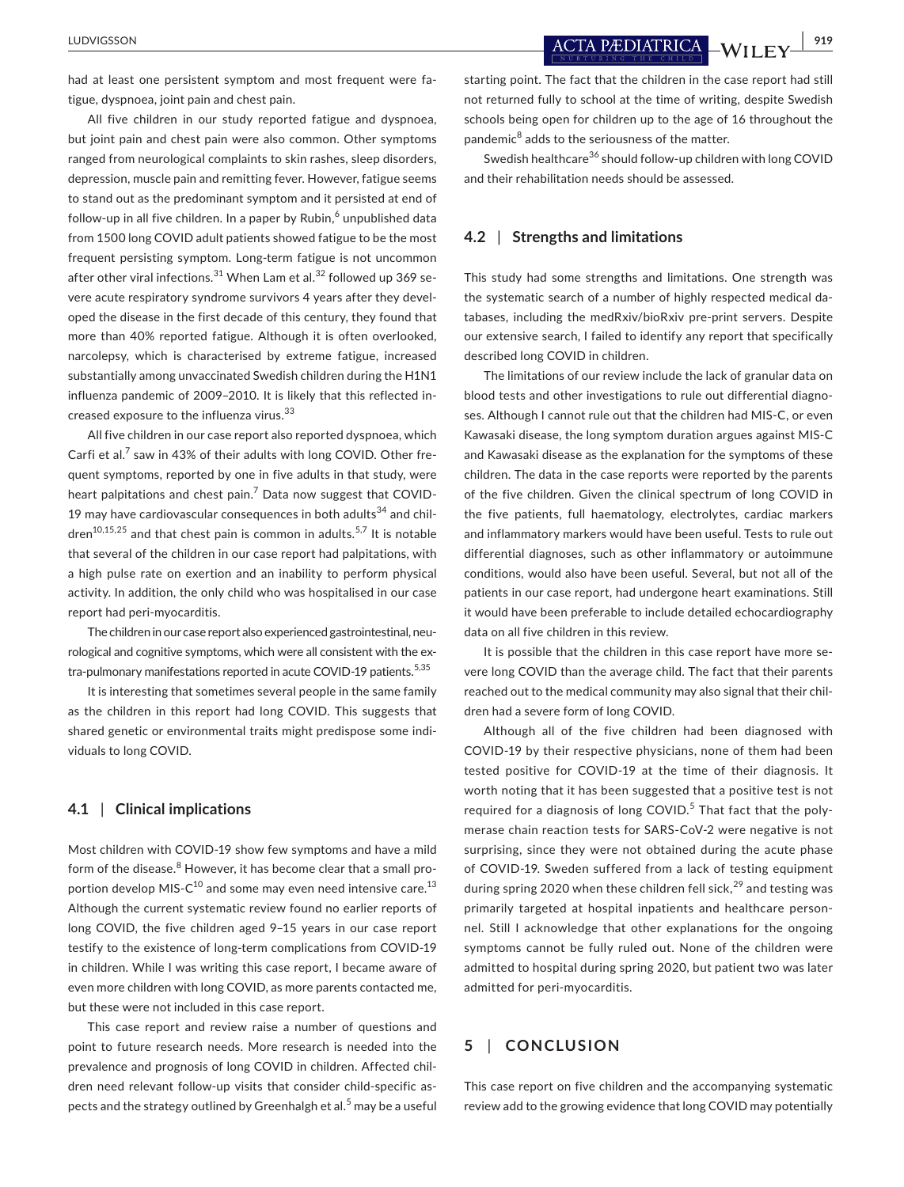had at least one persistent symptom and most frequent were fatigue, dyspnoea, joint pain and chest pain.

All five children in our study reported fatigue and dyspnoea, but joint pain and chest pain were also common. Other symptoms ranged from neurological complaints to skin rashes, sleep disorders, depression, muscle pain and remitting fever. However, fatigue seems to stand out as the predominant symptom and it persisted at end of follow-up in all five children. In a paper by Rubin,[6] unpublished data from 1500 long COVID adult patients showed fatigue to be the most frequent persisting symptom. Long-term fatigue is not uncommon after other viral infections.[31] When Lam et al.[32] followed up 369 severe acute respiratory syndrome survivors 4 years after they developed the disease in the first decade of this century, they found that more than 40% reported fatigue. Although it is often overlooked, narcolepsy, which is characterised by extreme fatigue, increased substantially among unvaccinated Swedish children during the H1N1 influenza pandemic of 2009–2010. It is likely that this reflected increased exposure to the influenza virus.[33]

All five children in our case report also reported dyspnoea, which Carfi et al.[7] saw in 43% of their adults with long COVID. Other frequent symptoms, reported by one in five adults in that study, were heart palpitations and chest pain.[7] Data now suggest that COVID-19 may have cardiovascular consequences in both adults[34] and children[10,15,25] and that chest pain is common in adults.[5,7] It is notable that several of the children in our case report had palpitations, with a high pulse rate on exertion and an inability to perform physical activity. In addition, the only child who was hospitalised in our case report had peri-myocarditis.

The children in our case report also experienced gastrointestinal, neurological and cognitive symptoms, which were all consistent with the extra-pulmonary manifestations reported in acute COVID-19 patients.[5,35]

It is interesting that sometimes several people in the same family as the children in this report had long COVID. This suggests that shared genetic or environmental traits might predispose some individuals to long COVID.

### 4.1 | Clinical implications

Most children with COVID-19 show few symptoms and have a mild form of the disease.[8] However, it has become clear that a small proportion develop MIS-C[10] and some may even need intensive care.[13] Although the current systematic review found no earlier reports of long COVID, the five children aged 9–15 years in our case report testify to the existence of long-term complications from COVID-19 in children. While I was writing this case report, I became aware of even more children with long COVID, as more parents contacted me, but these were not included in this case report.

This case report and review raise a number of questions and point to future research needs. More research is needed into the prevalence and prognosis of long COVID in children. Affected children need relevant follow-up visits that consider child-specific aspects and the strategy outlined by Greenhalgh et al.[5] may be a useful starting point. The fact that the children in the case report had still not returned fully to school at the time of writing, despite Swedish schools being open for children up to the age of 16 throughout the pandemic[8] adds to the seriousness of the matter.

Swedish healthcare[36] should follow-up children with long COVID and their rehabilitation needs should be assessed.

### 4.2 | Strengths and limitations

This study had some strengths and limitations. One strength was the systematic search of a number of highly respected medical databases, including the medRxiv/bioRxiv pre-print servers. Despite our extensive search, I failed to identify any report that specifically described long COVID in children.

The limitations of our review include the lack of granular data on blood tests and other investigations to rule out differential diagnoses. Although I cannot rule out that the children had MIS-C, or even Kawasaki disease, the long symptom duration argues against MIS-C and Kawasaki disease as the explanation for the symptoms of these children. The data in the case reports were reported by the parents of the five children. Given the clinical spectrum of long COVID in the five patients, full haematology, electrolytes, cardiac markers and inflammatory markers would have been useful. Tests to rule out differential diagnoses, such as other inflammatory or autoimmune conditions, would also have been useful. Several, but not all of the patients in our case report, had undergone heart examinations. Still it would have been preferable to include detailed echocardiography data on all five children in this review.

It is possible that the children in this case report have more severe long COVID than the average child. The fact that their parents reached out to the medical community may also signal that their children had a severe form of long COVID.

Although all of the five children had been diagnosed with COVID-19 by their respective physicians, none of them had been tested positive for COVID-19 at the time of their diagnosis. It worth noting that it has been suggested that a positive test is not required for a diagnosis of long COVID.[5] That fact that the polymerase chain reaction tests for SARS-CoV-2 were negative is not surprising, since they were not obtained during the acute phase of COVID-19. Sweden suffered from a lack of testing equipment during spring 2020 when these children fell sick,[29] and testing was primarily targeted at hospital inpatients and healthcare personnel. Still I acknowledge that other explanations for the ongoing symptoms cannot be fully ruled out. None of the children were admitted to hospital during spring 2020, but patient two was later admitted for peri-myocarditis.

## 5 | CONCLUSION

This case report on five children and the accompanying systematic review add to the growing evidence that long COVID may potentially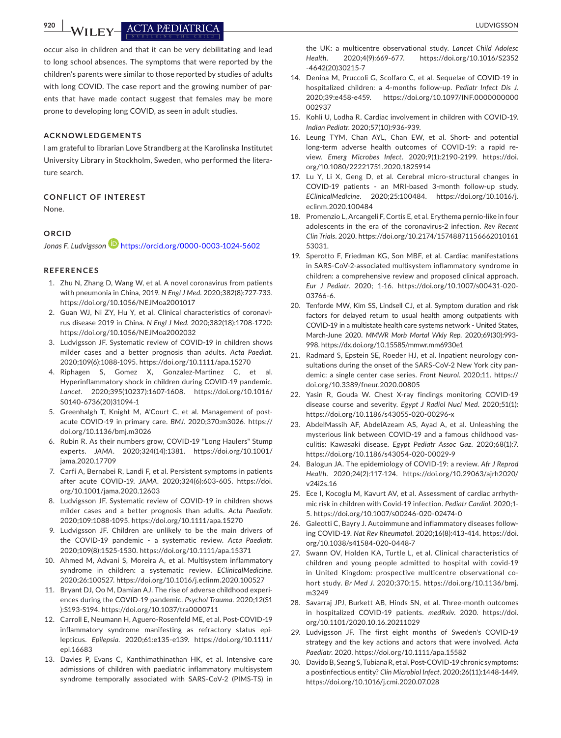occur also in children and that it can be very debilitating and lead to long school absences. The symptoms that were reported by the children's parents were similar to those reported by studies of adults with long COVID. The case report and the growing number of parents that have made contact suggest that females may be more prone to developing long COVID, as seen in adult studies.

## ACKNOWLEDGEMENTS

I am grateful to librarian Love Strandberg at the Karolinska Institutet University Library in Stockholm, Sweden, who performed the literature search.

## CONFLICT OF INTEREST

None.

## ORCID

*Jonas F. Ludvigsson* https://orcid.org/0000-0003-1024-5602

## REFERENCES

1. Zhu N, Zhang D, Wang W, et al. A novel coronavirus from patients with pneumonia in China, 2019. *N Engl J Med*. 2020;382(8):727-733. https://doi.org/10.1056/NEJMoa2001017
2. Guan WJ, Ni ZY, Hu Y, et al. Clinical characteristics of coronavirus disease 2019 in China. *N Engl J Med*. 2020;382(18):1708-1720: https://doi.org/10.1056/NEJMoa2002032
3. Ludvigsson JF. Systematic review of COVID-19 in children shows milder cases and a better prognosis than adults. *Acta Paediat*. 2020;109(6):1088-1095. https://doi.org/10.1111/apa.15270
4. Riphagen S, Gomez X, Gonzalez-Martinez C, et al. Hyperinflammatory shock in children during COVID-19 pandemic. *Lancet*. 2020;395(10237):1607-1608. https://doi.org/10.1016/S0140-6736(20)31094-1
5. Greenhalgh T, Knight M, A'Court C, et al. Management of post-acute COVID-19 in primary care. *BMJ*. 2020;370:m3026. https://doi.org/10.1136/bmj.m3026
6. Rubin R. As their numbers grow, COVID-19 "Long Haulers" Stump experts. *JAMA*. 2020;324(14):1381. https://doi.org/10.1001/jama.2020.17709
7. Carfì A, Bernabei R, Landi F, et al. Persistent symptoms in patients after acute COVID-19. *JAMA*. 2020;324(6):603-605. https://doi.org/10.1001/jama.2020.12603
8. Ludvigsson JF. Systematic review of COVID-19 in children shows milder cases and a better prognosis than adults. *Acta Paediatr*. 2020;109:1088-1095. https://doi.org/10.1111/apa.15270
9. Ludvigsson JF. Children are unlikely to be the main drivers of the COVID-19 pandemic - a systematic review. *Acta Paediatr*. 2020;109(8):1525-1530. https://doi.org/10.1111/apa.15371
10. Ahmed M, Advani S, Moreira A, et al. Multisystem inflammatory syndrome in children: a systematic review. *EClinicalMedicine*. 2020;26:100527. https://doi.org/10.1016/j.eclinm.2020.100527
11. Bryant DJ, Oo M, Damian AJ. The rise of adverse childhood experiences during the COVID-19 pandemic. *Psychol Trauma*. 2020;12(S1):S193-S194. https://doi.org/10.1037/tra0000711
12. Carroll E, Neumann H, Aguero-Rosenfeld ME, et al. Post-COVID-19 inflammatory syndrome manifesting as refractory status epilepticus. *Epilepsia*. 2020;61:e135-e139. https://doi.org/10.1111/epi.16683
13. Davies P, Evans C, Kanthimathinathan HK, et al. Intensive care admissions of children with paediatric inflammatory multisystem syndrome temporally associated with SARS-CoV-2 (PIMS-TS) in the UK: a multicentre observational study. *Lancet Child Adolesc Health*. 2020;4(9):669-677. https://doi.org/10.1016/S2352-4642(20)30215-7
14. Denina M, Pruccoli G, Scolfaro C, et al. Sequelae of COVID-19 in hospitalized children: a 4-months follow-up. *Pediatr Infect Dis J*. 2020;39:e458-e459. https://doi.org/10.1097/INF.0000000000002937
15. Kohli U, Lodha R. Cardiac involvement in children with COVID-19. *Indian Pediatr*. 2020;57(10):936-939.
16. Leung TYM, Chan AYL, Chan EW, et al. Short- and potential long-term adverse health outcomes of COVID-19: a rapid review. *Emerg Microbes Infect*. 2020;9(1):2190-2199. https://doi.org/10.1080/22221751.2020.1825914
17. Lu Y, Li X, Geng D, et al. Cerebral micro-structural changes in COVID-19 patients - an MRI-based 3-month follow-up study. *EClinicalMedicine*. 2020;25:100484. https://doi.org/10.1016/j.eclinm.2020.100484
18. Promenzio L, Arcangeli F, Cortis E, et al. Erythema pernio-like in four adolescents in the era of the coronavirus-2 infection. *Rev Recent Clin Trials*. 2020. https://doi.org/10.2174/1574887115666201016153031.
19. Sperotto F, Friedman KG, Son MBF, et al. Cardiac manifestations in SARS-CoV-2-associated multisystem inflammatory syndrome in children: a comprehensive review and proposed clinical approach. *Eur J Pediatr*. 2020; 1-16. https://doi.org/10.1007/s00431-020-03766-6.
20. Tenforde MW, Kim SS, Lindsell CJ, et al. Symptom duration and risk factors for delayed return to usual health among outpatients with COVID-19 in a multistate health care systems network - United States, March-June 2020. *MMWR Morb Mortal Wkly Rep*. 2020;69(30):993-998. https://dx.doi.org/10.15585/mmwr.mm6930e1
21. Radmard S, Epstein SE, Roeder HJ, et al. Inpatient neurology consultations during the onset of the SARS-CoV-2 New York city pandemic: a single center case series. *Front Neurol*. 2020;11. https://doi.org/10.3389/fneur.2020.00805
22. Yasin R, Gouda W. Chest X-ray findings monitoring COVID-19 disease course and severity. *Egypt J Radiol Nucl Med*. 2020;51(1): https://doi.org/10.1186/s43055-020-00296-x
23. AbdelMassih AF, AbdelAzeam AS, Ayad A, et al. Unleashing the mysterious link between COVID-19 and a famous childhood vasculitis: Kawasaki disease. *Egypt Pediatr Assoc Gaz*. 2020;68(1):7. https://doi.org/10.1186/s43054-020-00029-9
24. Balogun JA. The epidemiology of COVID-19: a review. *Afr J Reprod Health*. 2020;24(2):117-124. https://doi.org/10.29063/ajrh2020/v24i2s.16
25. Ece I, Kocoglu M, Kavurt AV, et al. Assessment of cardiac arrhythmic risk in children with Covid-19 infection. *Pediatr Cardiol*. 2020;1-5. https://doi.org/10.1007/s00246-020-02474-0
26. Galeotti C, Bayry J. Autoimmune and inflammatory diseases following COVID-19. *Nat Rev Rheumatol*. 2020;16(8):413-414. https://doi.org/10.1038/s41584-020-0448-7
27. Swann OV, Holden KA, Turtle L, et al. Clinical characteristics of children and young people admitted to hospital with covid-19 in United Kingdom: prospective multicentre observational cohort study. *Br Med J*. 2020;370:15. https://doi.org/10.1136/bmj.m3249
28. Savarraj JPJ, Burkett AB, Hinds SN, et al. Three-month outcomes in hospitalized COVID-19 patients. *medRxiv*. 2020. https://doi.org/10.1101/2020.10.16.20211029
29. Ludvigsson JF. The first eight months of Sweden's COVID-19 strategy and the key actions and actors that were involved. *Acta Paediatr*. 2020. https://doi.org/10.1111/apa.15582
30. Davido B, Seang S, Tubiana R, et al. Post-COVID-19 chronic symptoms: a postinfectious entity? *Clin Microbiol Infect*. 2020;26(11):1448-1449. https://doi.org/10.1016/j.cmi.2020.07.028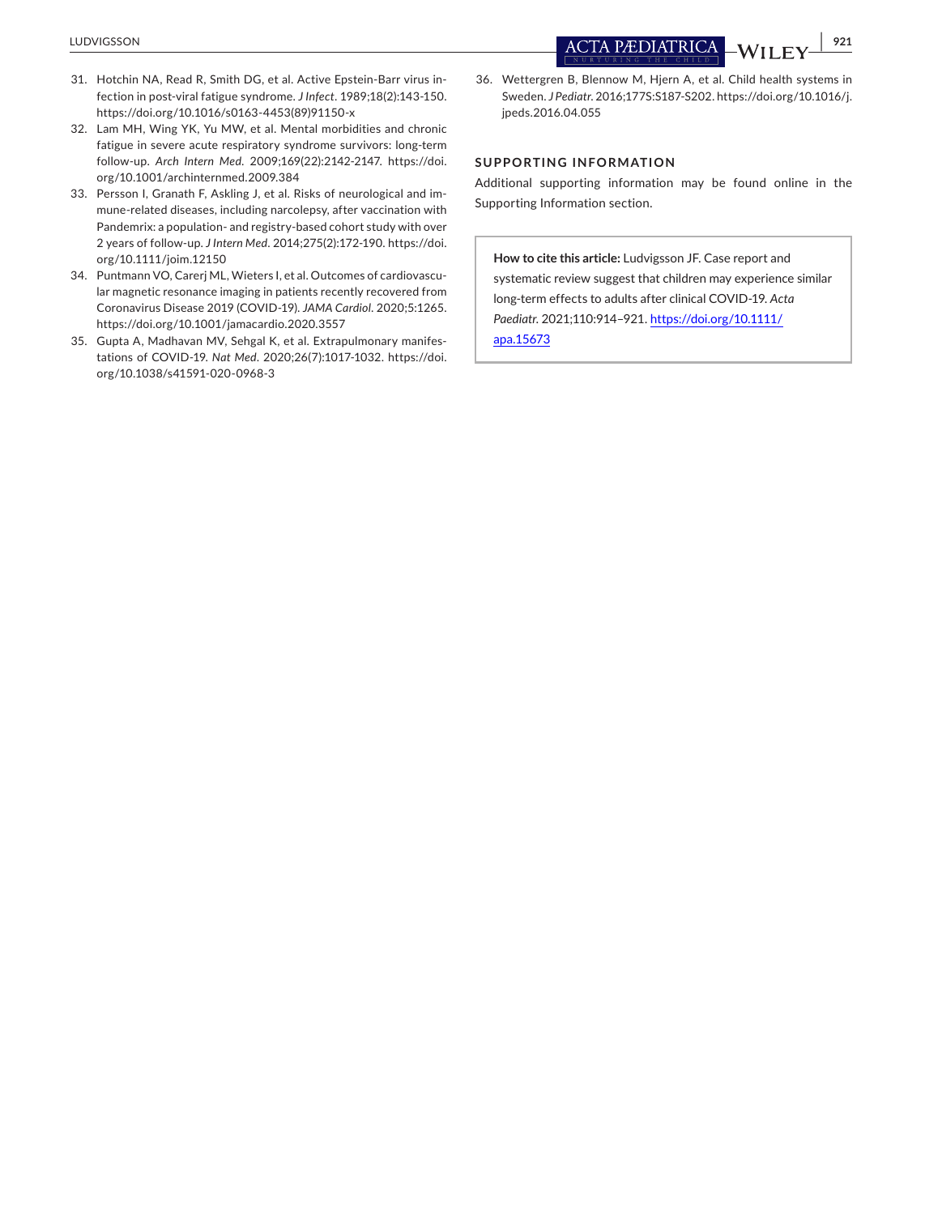31. Hotchin NA, Read R, Smith DG, et al. Active Epstein-Barr virus infection in post-viral fatigue syndrome. *J Infect*. 1989;18(2):143-150. https://doi.org/10.1016/s0163-4453(89)91150-x
32. Lam MH, Wing YK, Yu MW, et al. Mental morbidities and chronic fatigue in severe acute respiratory syndrome survivors: long-term follow-up. *Arch Intern Med.* 2009;169(22):2142-2147. https://doi.org/10.1001/archinternmed.2009.384
33. Persson I, Granath F, Askling J, et al. Risks of neurological and immune-related diseases, including narcolepsy, after vaccination with Pandemrix: a population- and registry-based cohort study with over 2 years of follow-up. *J Intern Med*. 2014;275(2):172-190. https://doi.org/10.1111/joim.12150
34. Puntmann VO, Carerj ML, Wieters I, et al. Outcomes of cardiovascular magnetic resonance imaging in patients recently recovered from Coronavirus Disease 2019 (COVID-19). *JAMA Cardiol*. 2020;5:1265. https://doi.org/10.1001/jamacardio.2020.3557
35. Gupta A, Madhavan MV, Sehgal K, et al. Extrapulmonary manifestations of COVID-19. *Nat Med*. 2020;26(7):1017-1032. https://doi.org/10.1038/s41591-020-0968-3
36. Wettergren B, Blennow M, Hjern A, et al. Child health systems in Sweden. *J Pediatr*. 2016;177S:S187-S202. https://doi.org/10.1016/j.jpeds.2016.04.055

## SUPPORTING INFORMATION

Additional supporting information may be found online in the Supporting Information section.

**How to cite this article:** Ludvigsson JF. Case report and systematic review suggest that children may experience similar long-term effects to adults after clinical COVID-19. *Acta Paediatr*. 2021;110:914–921. https://doi.org/10.1111/apa.15673